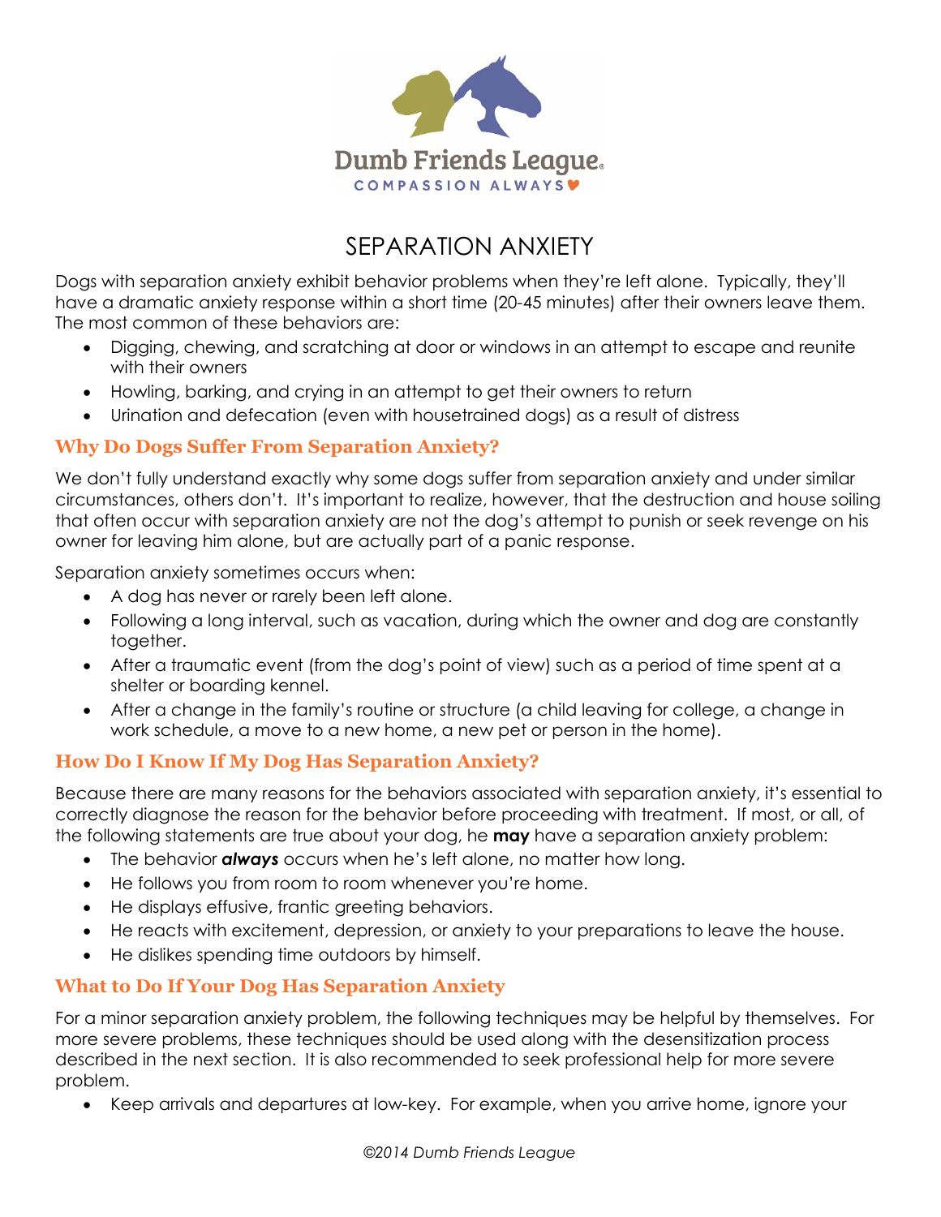Dumb Friends League

COMPASSION ALWAYS

# SEPARATION ANXIETY

Dogs with separation anxiety exhibit behavior problems when they're left alone. Typically, they'll have a dramatic anxiety response within a short time (20-45 minutes) after their owners leave them. The most common of these behaviors are:

- Digging, chewing, and scratching at door or windows in an attempt to escape and reunite with their owners
- Howling, barking, and crying in an attempt to get their owners to return
- Urination and defecation (even with housetrained dogs) as a result of distress

## Why Do Dogs Suffer From Separation Anxiety?

We don't fully understand exactly why some dogs suffer from separation anxiety and under similar circumstances, others don't. It's important to realize, however, that the destruction and house soiling that often occur with separation anxiety are not the dog's attempt to punish or seek revenge on his owner for leaving him alone, but are actually part of a panic response.

Separation anxiety sometimes occurs when:

- A dog has never or rarely been left alone.
- Following a long interval, such as vacation, during which the owner and dog are constantly together.
- After a traumatic event (from the dog's point of view) such as a period of time spent at a shelter or boarding kennel.
- After a change in the family's routine or structure (a child leaving for college, a change in work schedule, a move to a new home, a new pet or person in the home).

## How Do I Know If My Dog Has Separation Anxiety?

Because there are many reasons for the behaviors associated with separation anxiety, it's essential to correctly diagnose the reason for the behavior before proceeding with treatment. If most, or all, of the following statements are true about your dog, he **may** have a separation anxiety problem:

- The behavior ***always*** occurs when he's left alone, no matter how long.
- He follows you from room to room whenever you're home.
- He displays effusive, frantic greeting behaviors.
- He reacts with excitement, depression, or anxiety to your preparations to leave the house.
- He dislikes spending time outdoors by himself.

## What to Do If Your Dog Has Separation Anxiety

For a minor separation anxiety problem, the following techniques may be helpful by themselves. For more severe problems, these techniques should be used along with the desensitization process described in the next section. It is also recommended to seek professional help for more severe problem.

- Keep arrivals and departures at low-key. For example, when you arrive home, ignore your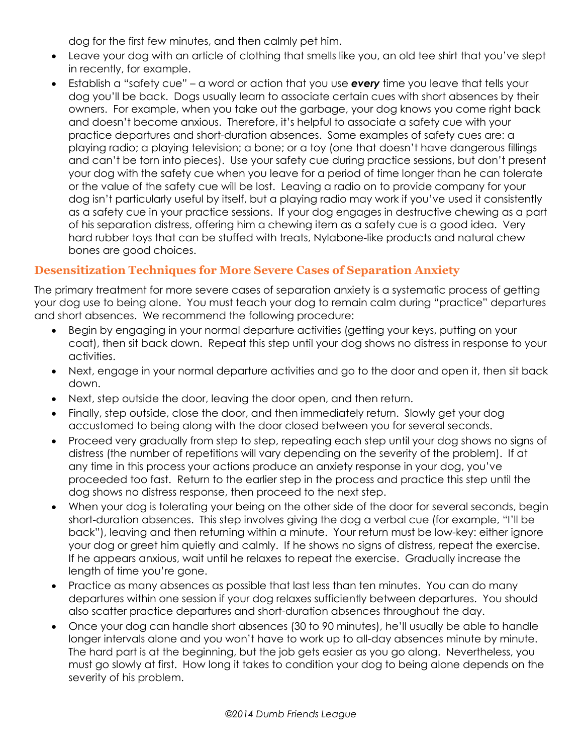dog for the first few minutes, and then calmly pet him.

- Leave your dog with an article of clothing that smells like you, an old tee shirt that you've slept in recently, for example.
- Establish a "safety cue" – a word or action that you use ***every*** time you leave that tells your dog you'll be back. Dogs usually learn to associate certain cues with short absences by their owners. For example, when you take out the garbage, your dog knows you come right back and doesn't become anxious. Therefore, it's helpful to associate a safety cue with your practice departures and short-duration absences. Some examples of safety cues are: a playing radio; a playing television; a bone; or a toy (one that doesn't have dangerous fillings and can't be torn into pieces). Use your safety cue during practice sessions, but don't present your dog with the safety cue when you leave for a period of time longer than he can tolerate or the value of the safety cue will be lost. Leaving a radio on to provide company for your dog isn't particularly useful by itself, but a playing radio may work if you've used it consistently as a safety cue in your practice sessions. If your dog engages in destructive chewing as a part of his separation distress, offering him a chewing item as a safety cue is a good idea. Very hard rubber toys that can be stuffed with treats, Nylabone-like products and natural chew bones are good choices.

## Desensitization Techniques for More Severe Cases of Separation Anxiety

The primary treatment for more severe cases of separation anxiety is a systematic process of getting your dog use to being alone. You must teach your dog to remain calm during "practice" departures and short absences. We recommend the following procedure:

- Begin by engaging in your normal departure activities (getting your keys, putting on your coat), then sit back down. Repeat this step until your dog shows no distress in response to your activities.
- Next, engage in your normal departure activities and go to the door and open it, then sit back down.
- Next, step outside the door, leaving the door open, and then return.
- Finally, step outside, close the door, and then immediately return. Slowly get your dog accustomed to being along with the door closed between you for several seconds.
- Proceed very gradually from step to step, repeating each step until your dog shows no signs of distress (the number of repetitions will vary depending on the severity of the problem). If at any time in this process your actions produce an anxiety response in your dog, you've proceeded too fast. Return to the earlier step in the process and practice this step until the dog shows no distress response, then proceed to the next step.
- When your dog is tolerating your being on the other side of the door for several seconds, begin short-duration absences. This step involves giving the dog a verbal cue (for example, "I'll be back"), leaving and then returning within a minute. Your return must be low-key: either ignore your dog or greet him quietly and calmly. If he shows no signs of distress, repeat the exercise. If he appears anxious, wait until he relaxes to repeat the exercise. Gradually increase the length of time you're gone.
- Practice as many absences as possible that last less than ten minutes. You can do many departures within one session if your dog relaxes sufficiently between departures. You should also scatter practice departures and short-duration absences throughout the day.
- Once your dog can handle short absences (30 to 90 minutes), he'll usually be able to handle longer intervals alone and you won't have to work up to all-day absences minute by minute. The hard part is at the beginning, but the job gets easier as you go along. Nevertheless, you must go slowly at first. How long it takes to condition your dog to being alone depends on the severity of his problem.

*©2014 Dumb Friends League*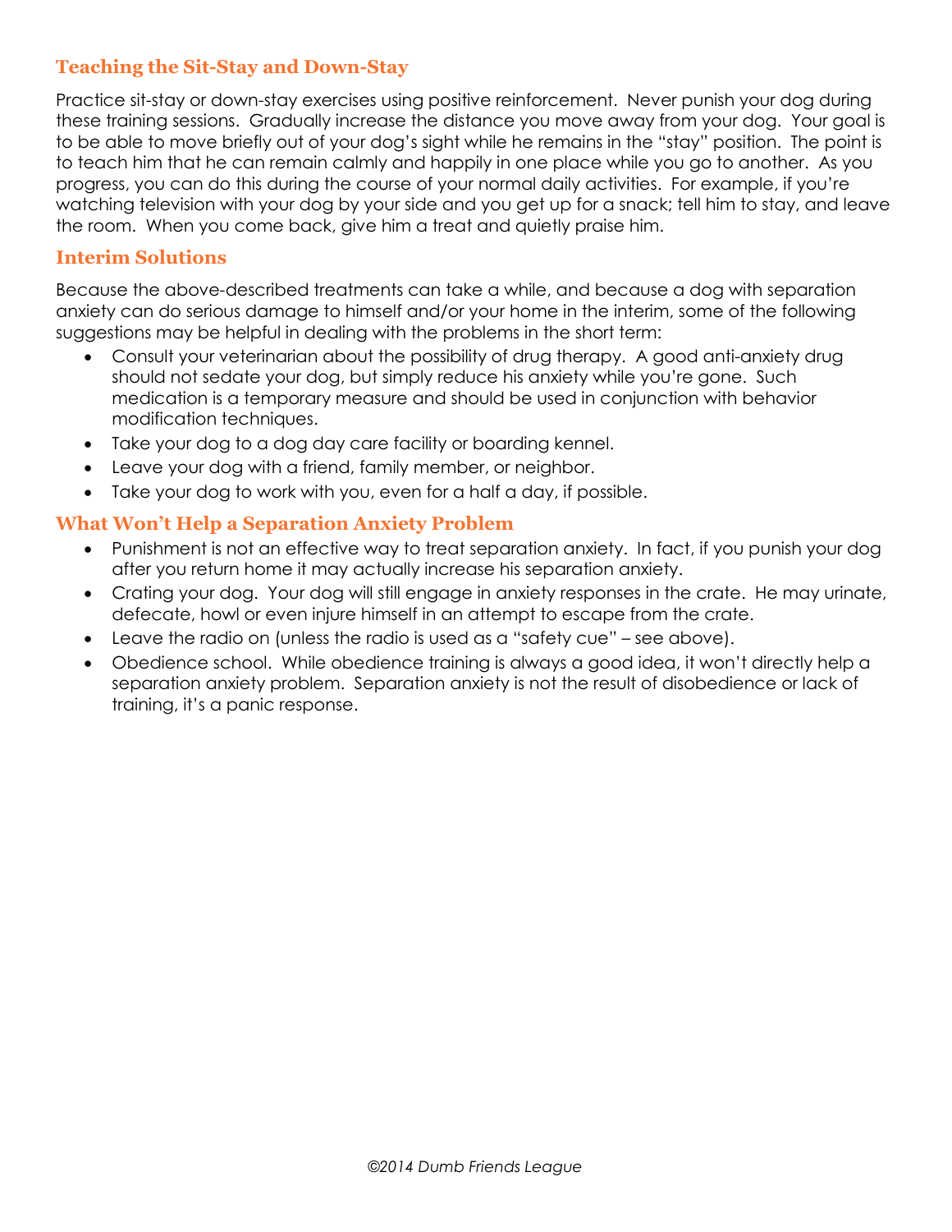### Teaching the Sit-Stay and Down-Stay

Practice sit-stay or down-stay exercises using positive reinforcement. Never punish your dog during these training sessions. Gradually increase the distance you move away from your dog. Your goal is to be able to move briefly out of your dog's sight while he remains in the "stay" position. The point is to teach him that he can remain calmly and happily in one place while you go to another. As you progress, you can do this during the course of your normal daily activities. For example, if you're watching television with your dog by your side and you get up for a snack; tell him to stay, and leave the room. When you come back, give him a treat and quietly praise him.

### Interim Solutions

Because the above-described treatments can take a while, and because a dog with separation anxiety can do serious damage to himself and/or your home in the interim, some of the following suggestions may be helpful in dealing with the problems in the short term:

- Consult your veterinarian about the possibility of drug therapy. A good anti-anxiety drug should not sedate your dog, but simply reduce his anxiety while you're gone. Such medication is a temporary measure and should be used in conjunction with behavior modification techniques.
- Take your dog to a dog day care facility or boarding kennel.
- Leave your dog with a friend, family member, or neighbor.
- Take your dog to work with you, even for a half a day, if possible.

### What Won't Help a Separation Anxiety Problem

- Punishment is not an effective way to treat separation anxiety. In fact, if you punish your dog after you return home it may actually increase his separation anxiety.
- Crating your dog. Your dog will still engage in anxiety responses in the crate. He may urinate, defecate, howl or even injure himself in an attempt to escape from the crate.
- Leave the radio on (unless the radio is used as a "safety cue" – see above).
- Obedience school. While obedience training is always a good idea, it won't directly help a separation anxiety problem. Separation anxiety is not the result of disobedience or lack of training, it's a panic response.

*©2014 Dumb Friends League*